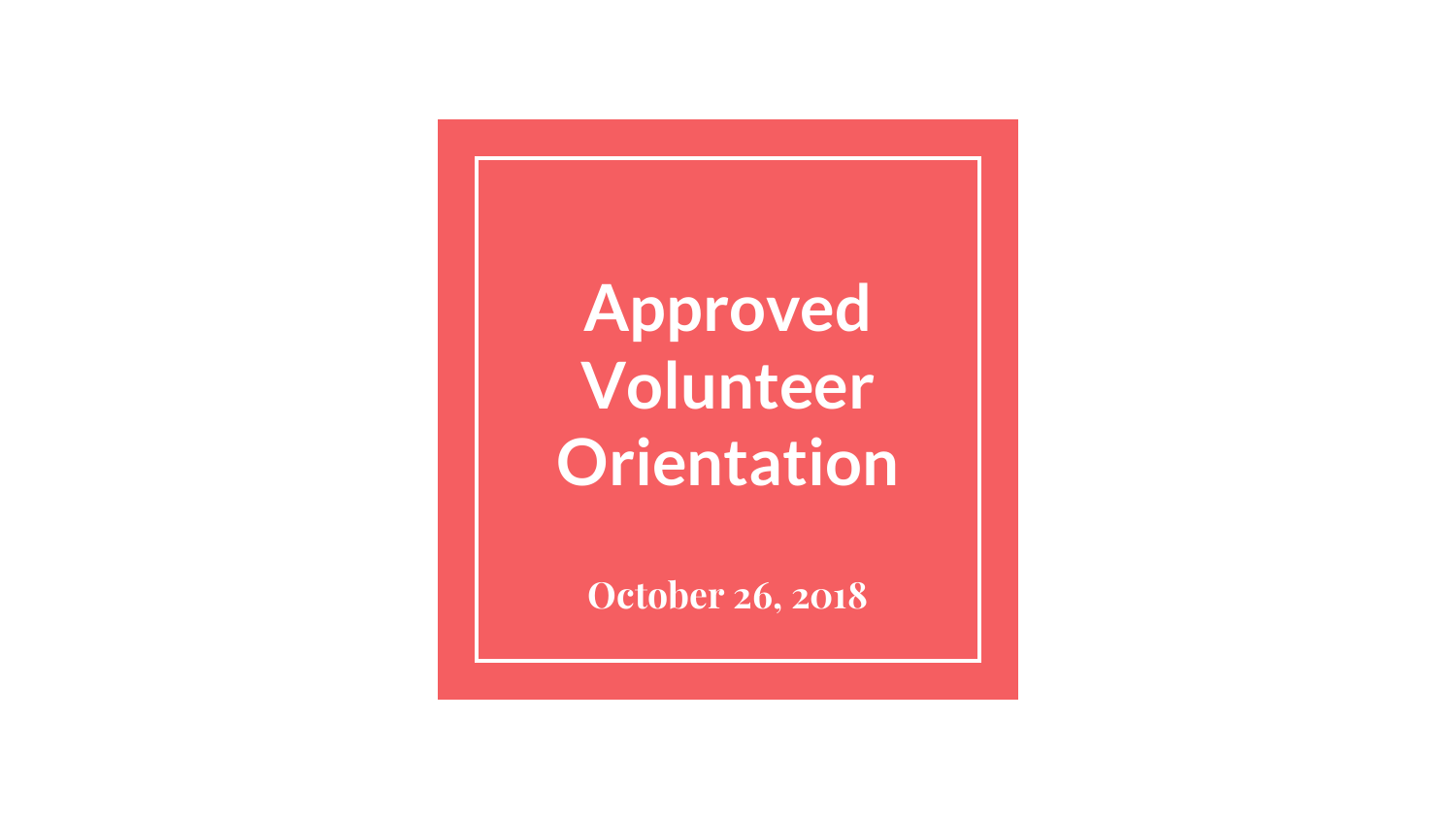# Approved Volunteer Orientation

**October 26, 2018**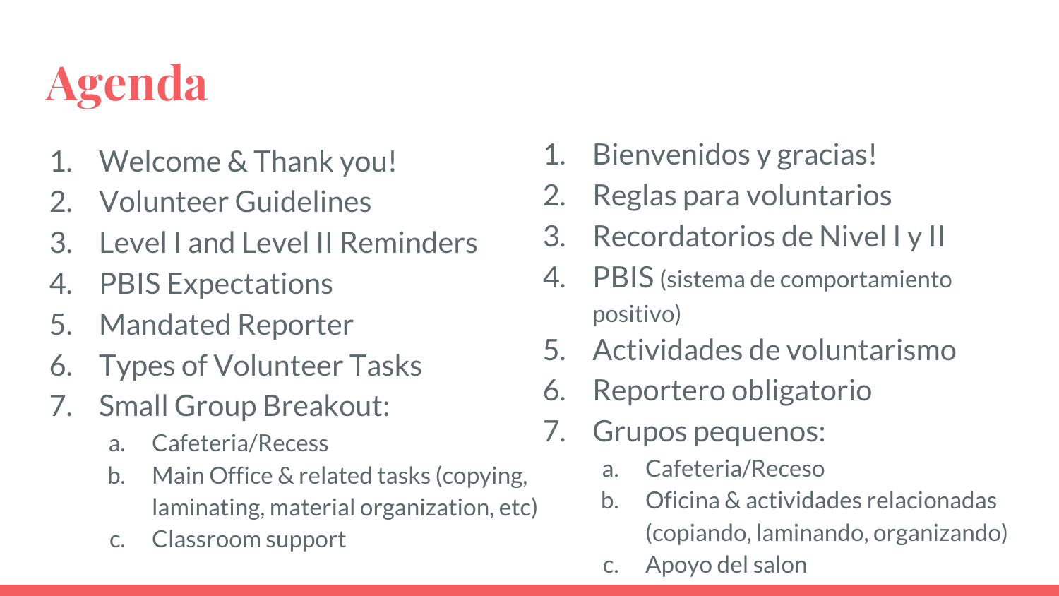# Agenda

1. Welcome & Thank you!
2. Volunteer Guidelines
3. Level I and Level II Reminders
4. PBIS Expectations
5. Mandated Reporter
6. Types of Volunteer Tasks
7. Small Group Breakout:
   a. Cafeteria/Recess
   b. Main Office & related tasks (copying, laminating, material organization, etc)
   c. Classroom support

1. Bienvenidos y gracias!
2. Reglas para voluntarios
3. Recordatorios de Nivel I y II
4. PBIS (sistema de comportamiento positivo)
5. Actividades de voluntarismo
6. Reportero obligatorio
7. Grupos pequenos:
   a. Cafeteria/Receso
   b. Oficina & actividades relacionadas (copiando, laminando, organizando)
   c. Apoyo del salon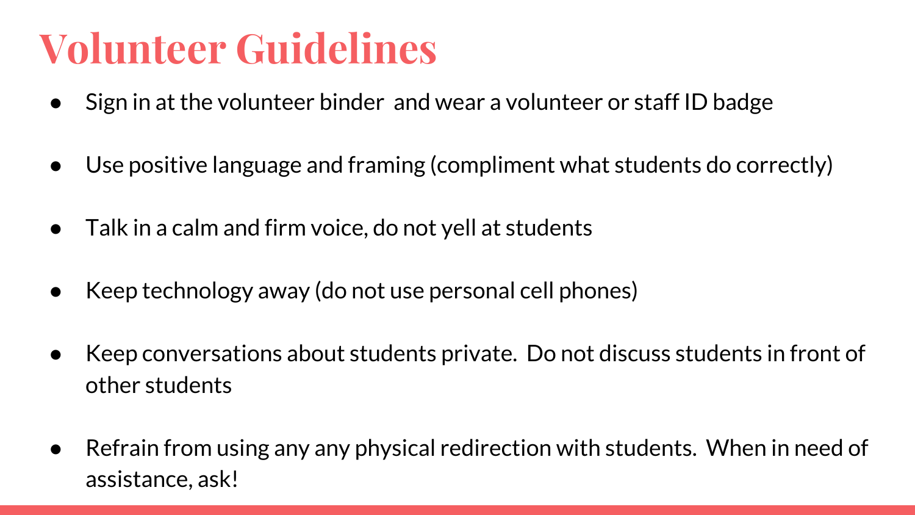# Volunteer Guidelines

- Sign in at the volunteer binder  and wear a volunteer or staff ID badge
- Use positive language and framing (compliment what students do correctly)
- Talk in a calm and firm voice, do not yell at students
- Keep technology away (do not use personal cell phones)
- Keep conversations about students private.  Do not discuss students in front of other students
- Refrain from using any any physical redirection with students.  When in need of assistance, ask!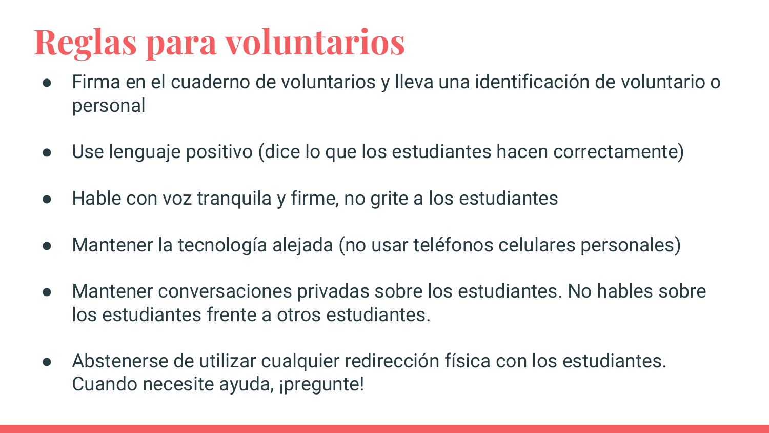# Reglas para voluntarios

- Firma en el cuaderno de voluntarios y lleva una identificación de voluntario o personal
- Use lenguaje positivo (dice lo que los estudiantes hacen correctamente)
- Hable con voz tranquila y firme, no grite a los estudiantes
- Mantener la tecnología alejada (no usar teléfonos celulares personales)
- Mantener conversaciones privadas sobre los estudiantes. No hables sobre los estudiantes frente a otros estudiantes.
- Abstenerse de utilizar cualquier redirección física con los estudiantes. Cuando necesite ayuda, ¡pregunte!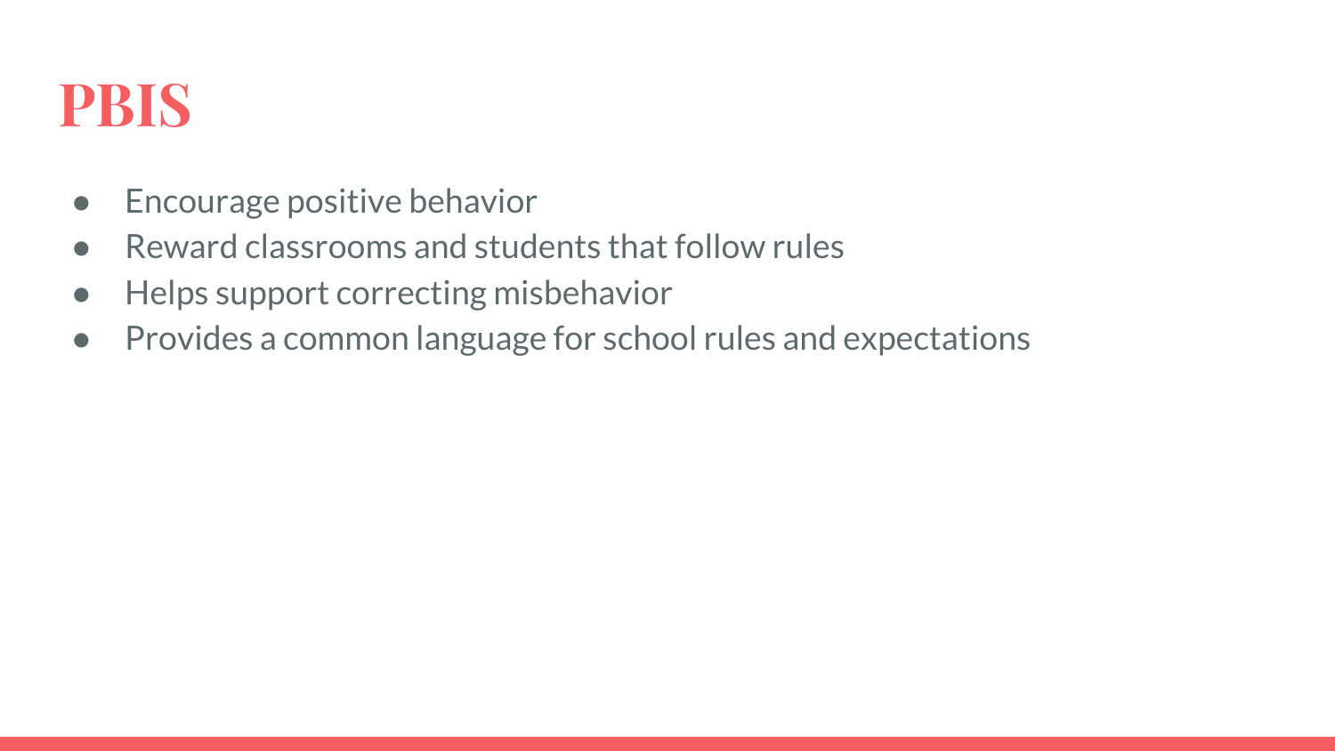# PBIS

- Encourage positive behavior
- Reward classrooms and students that follow rules
- Helps support correcting misbehavior
- Provides a common language for school rules and expectations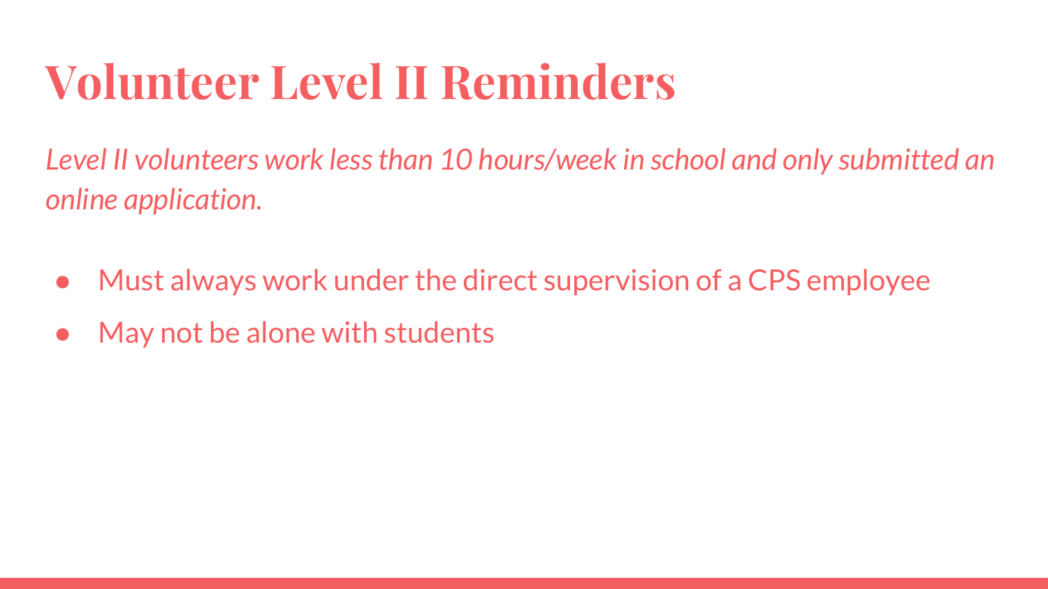# Volunteer Level II Reminders

*Level II volunteers work less than 10 hours/week in school and only submitted an online application.*

- Must always work under the direct supervision of a CPS employee
- May not be alone with students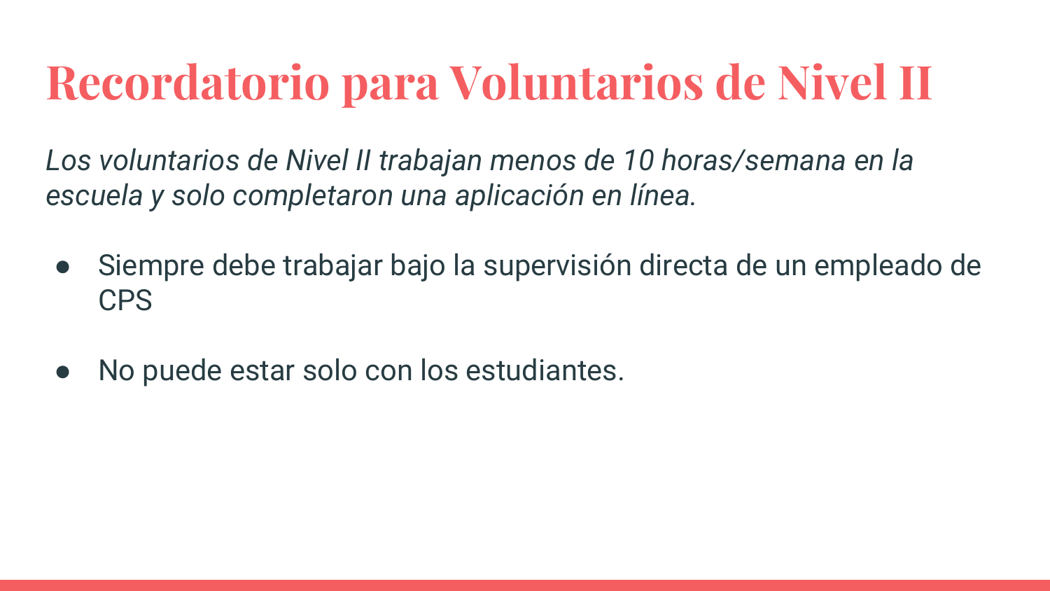# Recordatorio para Voluntarios de Nivel II

*Los voluntarios de Nivel II trabajan menos de 10 horas/semana en la escuela y solo completaron una aplicación en línea.*

- Siempre debe trabajar bajo la supervisión directa de un empleado de CPS

- No puede estar solo con los estudiantes.